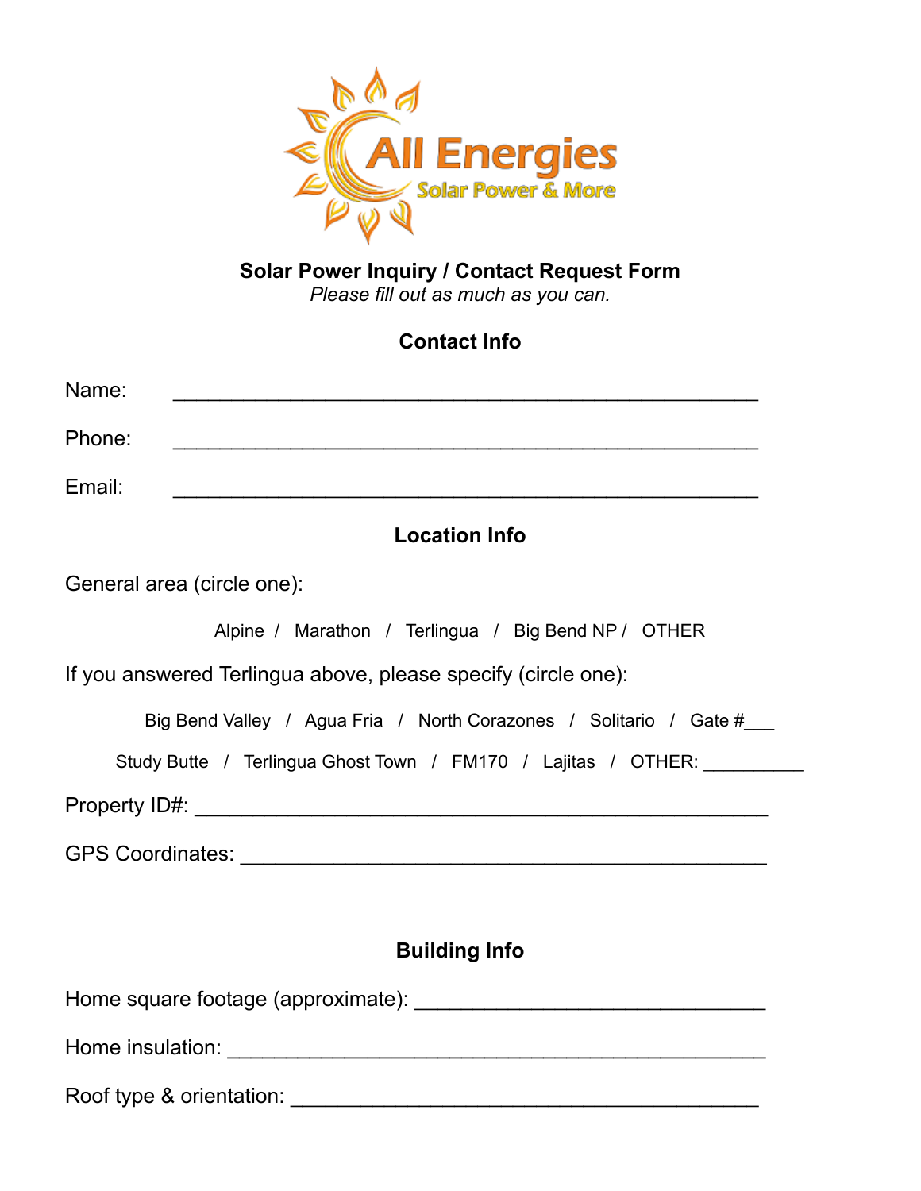All Energies
Solar Power & More

# Solar Power Inquiry / Contact Request Form

*Please fill out as much as you can.*

## Contact Info

Name: ______________________________________________

Phone: ______________________________________________

Email: ______________________________________________

## Location Info

General area (circle one):

Alpine / Marathon / Terlingua / Big Bend NP / OTHER

If you answered Terlingua above, please specify (circle one):

Big Bend Valley / Agua Fria / North Corazones / Solitario / Gate #___

Study Butte / Terlingua Ghost Town / FM170 / Lajitas / OTHER: __________

Property ID#: ______________________________________________

GPS Coordinates: ______________________________________________

## Building Info

Home square footage (approximate): ______________________________

Home insulation: ______________________________________________

Roof type & orientation: ______________________________________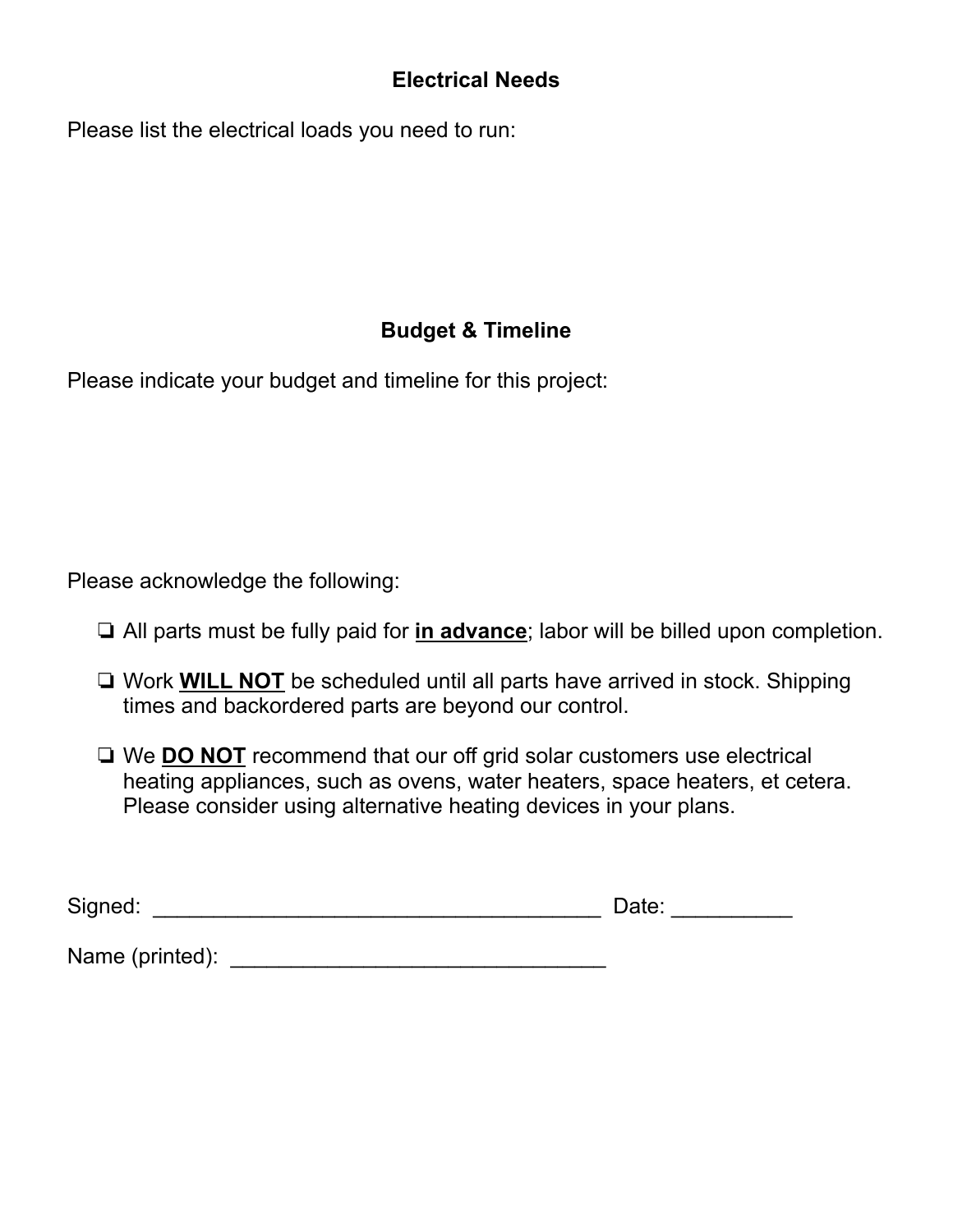## Electrical Needs

Please list the electrical loads you need to run:

## Budget & Timeline

Please indicate your budget and timeline for this project:

Please acknowledge the following:

- ❏ All parts must be fully paid for **in advance**; labor will be billed upon completion.
- ❏ Work **WILL NOT** be scheduled until all parts have arrived in stock. Shipping times and backordered parts are beyond our control.
- ❏ We **DO NOT** recommend that our off grid solar customers use electrical heating appliances, such as ovens, water heaters, space heaters, et cetera. Please consider using alternative heating devices in your plans.

Signed: _____________________________________ Date: __________

Name (printed): _______________________________